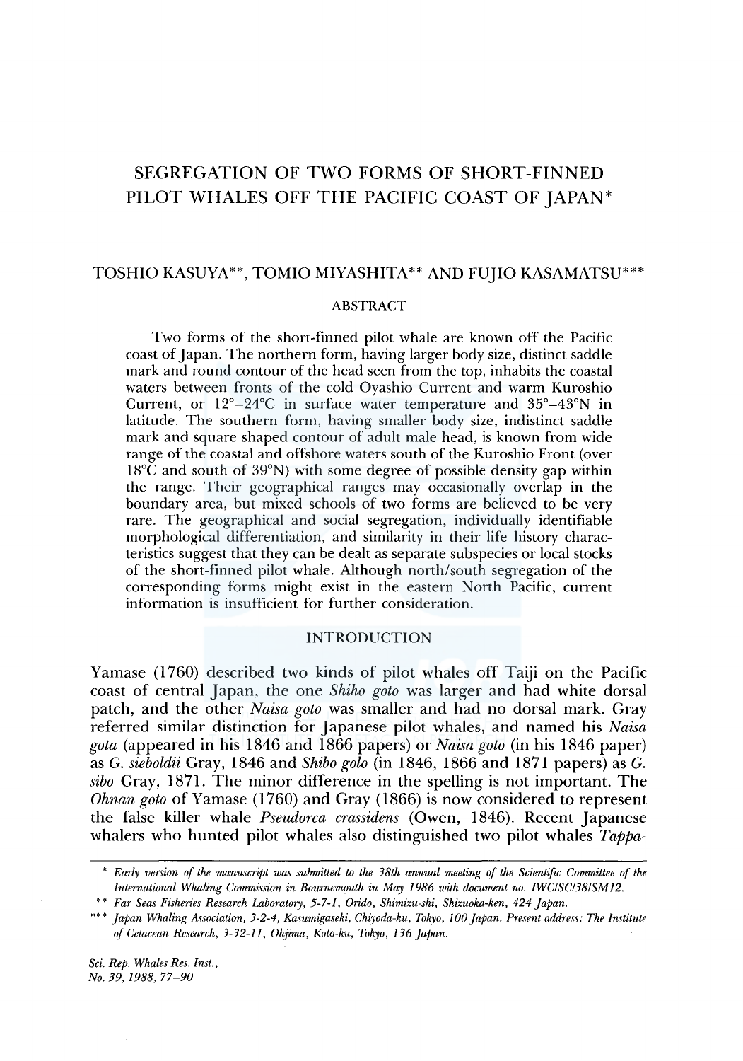# SEGREGATION OF TWO FORMS OF SHORT-FINNED PILOT WHALES OFF THE PACIFIC COAST OF JAPAN*

TOSHIO KASUYA**, TOMIO MIYASHITA** AND FUJIO KASAMATSU***

## ABSTRACT

Two forms of the short-finned pilot whale are known off the Pacific coast of Japan. The northern form, having larger body size, distinct saddle mark and round contour of the head seen from the top, inhabits the coastal waters between fronts of the cold Oyashio Current and warm Kuroshio Current, or 12°–24°C in surface water temperature and 35°–43°N in latitude. The southern form, having smaller body size, indistinct saddle mark and square shaped contour of adult male head, is known from wide range of the coastal and offshore waters south of the Kuroshio Front (over 18°C and south of 39°N) with some degree of possible density gap within the range. Their geographical ranges may occasionally overlap in the boundary area, but mixed schools of two forms are believed to be very rare. The geographical and social segregation, individually identifiable morphological differentiation, and similarity in their life history characteristics suggest that they can be dealt as separate subspecies or local stocks of the short-finned pilot whale. Although north/south segregation of the corresponding forms might exist in the eastern North Pacific, current information is insufficient for further consideration.

## INTRODUCTION

Yamase (1760) described two kinds of pilot whales off Taiji on the Pacific coast of central Japan, the one *Shiho goto* was larger and had white dorsal patch, and the other *Naisa goto* was smaller and had no dorsal mark. Gray referred similar distinction for Japanese pilot whales, and named his *Naisa gota* (appeared in his 1846 and 1866 papers) or *Naisa goto* (in his 1846 paper) as *G. sieboldii* Gray, 1846 and *Shibo golo* (in 1846, 1866 and 1871 papers) as *G. sibo* Gray, 1871. The minor difference in the spelling is not important. The *Ohnan goto* of Yamase (1760) and Gray (1866) is now considered to represent the false killer whale *Pseudorca crassidens* (Owen, 1846). Recent Japanese whalers who hunted pilot whales also distinguished two pilot whales *Tappa-*

---

\* *Early version of the manuscript was submitted to the 38th annual meeting of the Scientific Committee of the International Whaling Commission in Bournemouth in May 1986 with document no. IWC/SC/38/SM12.*

\*\* *Far Seas Fisheries Research Laboratory, 5-7-1, Orido, Shimizu-shi, Shizuoka-ken, 424 Japan.*

\*\*\* *Japan Whaling Association, 3-2-4, Kasumigaseki, Chiyoda-ku, Tokyo, 100 Japan. Present address: The Institute of Cetacean Research, 3-32-11, Ohjima, Koto-ku, Tokyo, 136 Japan.*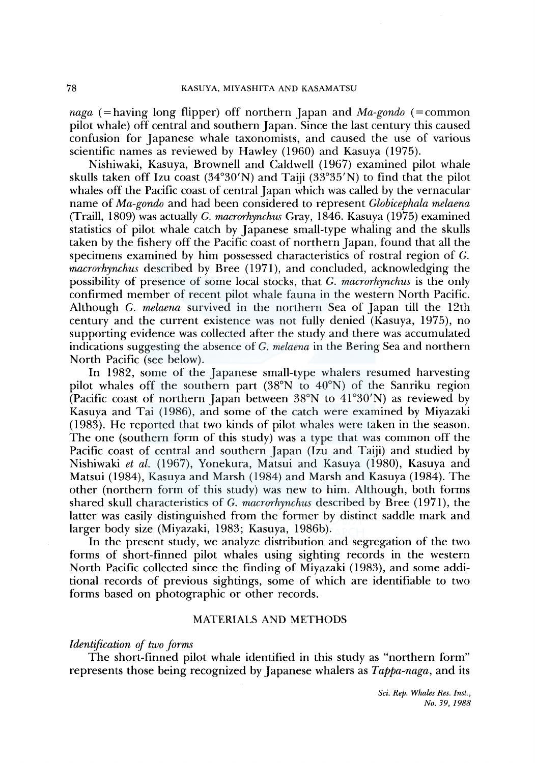*naga* (=having long flipper) off northern Japan and *Ma-gondo* (=common pilot whale) off central and southern Japan. Since the last century this caused confusion for Japanese whale taxonomists, and caused the use of various scientific names as reviewed by Hawley (1960) and Kasuya (1975).

Nishiwaki, Kasuya, Brownell and Caldwell (1967) examined pilot whale skulls taken off Izu coast (34°30′N) and Taiji (33°35′N) to find that the pilot whales off the Pacific coast of central Japan which was called by the vernacular name of *Ma-gondo* and had been considered to represent *Globicephala melaena* (Traill, 1809) was actually *G. macrorhynchus* Gray, 1846. Kasuya (1975) examined statistics of pilot whale catch by Japanese small-type whaling and the skulls taken by the fishery off the Pacific coast of northern Japan, found that all the specimens examined by him possessed characteristics of rostral region of *G. macrorhynchus* described by Bree (1971), and concluded, acknowledging the possibility of presence of some local stocks, that *G. macrorhynchus* is the only confirmed member of recent pilot whale fauna in the western North Pacific. Although *G. melaena* survived in the northern Sea of Japan till the 12th century and the current existence was not fully denied (Kasuya, 1975), no supporting evidence was collected after the study and there was accumulated indications suggesting the absence of *G. melaena* in the Bering Sea and northern North Pacific (see below).

In 1982, some of the Japanese small-type whalers resumed harvesting pilot whales off the southern part (38°N to 40°N) of the Sanriku region (Pacific coast of northern Japan between 38°N to 41°30′N) as reviewed by Kasuya and Tai (1986), and some of the catch were examined by Miyazaki (1983). He reported that two kinds of pilot whales were taken in the season. The one (southern form of this study) was a type that was common off the Pacific coast of central and southern Japan (Izu and Taiji) and studied by Nishiwaki *et al.* (1967), Yonekura, Matsui and Kasuya (1980), Kasuya and Matsui (1984), Kasuya and Marsh (1984) and Marsh and Kasuya (1984). The other (northern form of this study) was new to him. Although, both forms shared skull characteristics of *G. macrorhynchus* described by Bree (1971), the latter was easily distinguished from the former by distinct saddle mark and larger body size (Miyazaki, 1983; Kasuya, 1986b).

In the present study, we analyze distribution and segregation of the two forms of short-finned pilot whales using sighting records in the western North Pacific collected since the finding of Miyazaki (1983), and some additional records of previous sightings, some of which are identifiable to two forms based on photographic or other records.

## MATERIALS AND METHODS

### *Identification of two forms*

The short-finned pilot whale identified in this study as "northern form" represents those being recognized by Japanese whalers as *Tappa-naga*, and its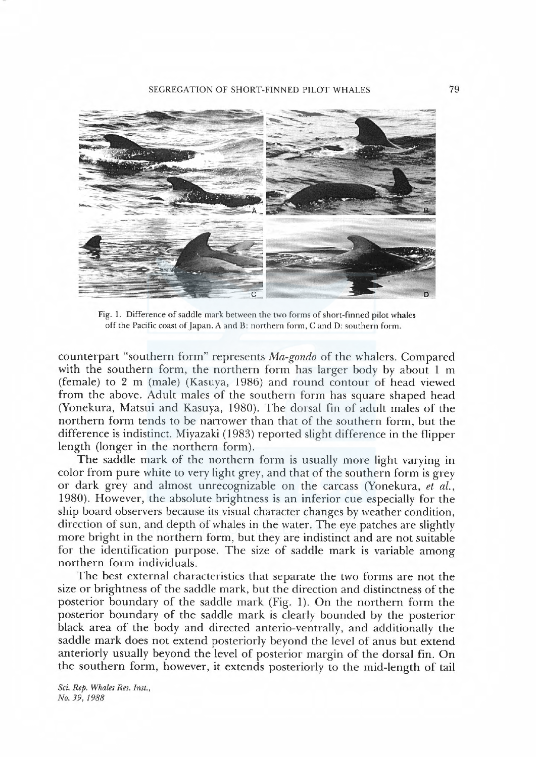Fig. 1. Difference of saddle mark between the two forms of short-finned pilot whales off the Pacific coast of Japan. A and B: northern form, C and D: southern form.

counterpart "southern form" represents *Ma-gondo* of the whalers. Compared with the southern form, the northern form has larger body by about 1 m (female) to 2 m (male) (Kasuya, 1986) and round contour of head viewed from the above. Adult males of the southern form has square shaped head (Yonekura, Matsui and Kasuya, 1980). The dorsal fin of adult males of the northern form tends to be narrower than that of the southern form, but the difference is indistinct. Miyazaki (1983) reported slight difference in the flipper length (longer in the northern form).

The saddle mark of the northern form is usually more light varying in color from pure white to very light grey, and that of the southern form is grey or dark grey and almost unrecognizable on the carcass (Yonekura, *et al.*, 1980). However, the absolute brightness is an inferior cue especially for the ship board observers because its visual character changes by weather condition, direction of sun, and depth of whales in the water. The eye patches are slightly more bright in the northern form, but they are indistinct and are not suitable for the identification purpose. The size of saddle mark is variable among northern form individuals.

The best external characteristics that separate the two forms are not the size or brightness of the saddle mark, but the direction and distinctness of the posterior boundary of the saddle mark (Fig. 1). On the northern form the posterior boundary of the saddle mark is clearly bounded by the posterior black area of the body and directed anterio-ventrally, and additionally the saddle mark does not extend posteriorly beyond the level of anus but extend anteriorly usually beyond the level of posterior margin of the dorsal fin. On the southern form, however, it extends posteriorly to the mid-length of tail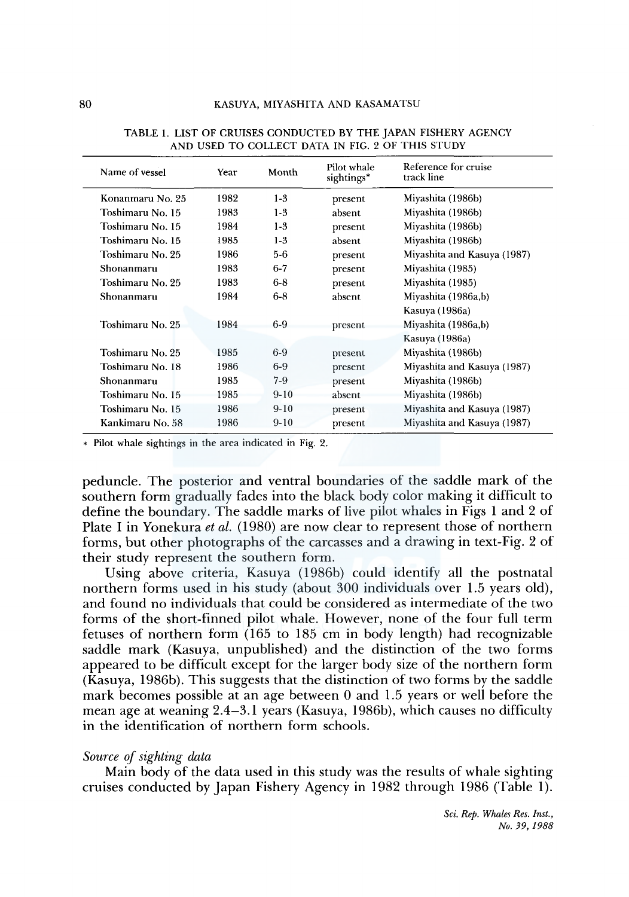TABLE 1. LIST OF CRUISES CONDUCTED BY THE JAPAN FISHERY AGENCY AND USED TO COLLECT DATA IN FIG. 2 OF THIS STUDY

| Name of vessel | Year | Month | Pilot whale sightings* | Reference for cruise track line |
|---|---|---|---|---|
| Konanmaru No. 25 | 1982 | 1-3 | present | Miyashita (1986b) |
| Toshimaru No. 15 | 1983 | 1-3 | absent | Miyashita (1986b) |
| Toshimaru No. 15 | 1984 | 1-3 | present | Miyashita (1986b) |
| Toshimaru No. 15 | 1985 | 1-3 | absent | Miyashita (1986b) |
| Toshimaru No. 25 | 1986 | 5-6 | present | Miyashita and Kasuya (1987) |
| Shonanmaru | 1983 | 6-7 | present | Miyashita (1985) |
| Toshimaru No. 25 | 1983 | 6-8 | present | Miyashita (1985) |
| Shonanmaru | 1984 | 6-8 | absent | Miyashita (1986a,b) Kasuya (1986a) |
| Toshimaru No. 25 | 1984 | 6-9 | present | Miyashita (1986a,b) Kasuya (1986a) |
| Toshimaru No. 25 | 1985 | 6-9 | present | Miyashita (1986b) |
| Toshimaru No. 18 | 1986 | 6-9 | present | Miyashita and Kasuya (1987) |
| Shonanmaru | 1985 | 7-9 | present | Miyashita (1986b) |
| Toshimaru No. 15 | 1985 | 9-10 | absent | Miyashita (1986b) |
| Toshimaru No. 15 | 1986 | 9-10 | present | Miyashita and Kasuya (1987) |
| Kankimaru No. 58 | 1986 | 9-10 | present | Miyashita and Kasuya (1987) |

\* Pilot whale sightings in the area indicated in Fig. 2.

peduncle. The posterior and ventral boundaries of the saddle mark of the southern form gradually fades into the black body color making it difficult to define the boundary. The saddle marks of live pilot whales in Figs 1 and 2 of Plate I in Yonekura *et al.* (1980) are now clear to represent those of northern forms, but other photographs of the carcasses and a drawing in text-Fig. 2 of their study represent the southern form.

Using above criteria, Kasuya (1986b) could identify all the postnatal northern forms used in his study (about 300 individuals over 1.5 years old), and found no individuals that could be considered as intermediate of the two forms of the short-finned pilot whale. However, none of the four full term fetuses of northern form (165 to 185 cm in body length) had recognizable saddle mark (Kasuya, unpublished) and the distinction of the two forms appeared to be difficult except for the larger body size of the northern form (Kasuya, 1986b). This suggests that the distinction of two forms by the saddle mark becomes possible at an age between 0 and 1.5 years or well before the mean age at weaning 2.4–3.1 years (Kasuya, 1986b), which causes no difficulty in the identification of northern form schools.

*Source of sighting data*

Main body of the data used in this study was the results of whale sighting cruises conducted by Japan Fishery Agency in 1982 through 1986 (Table 1).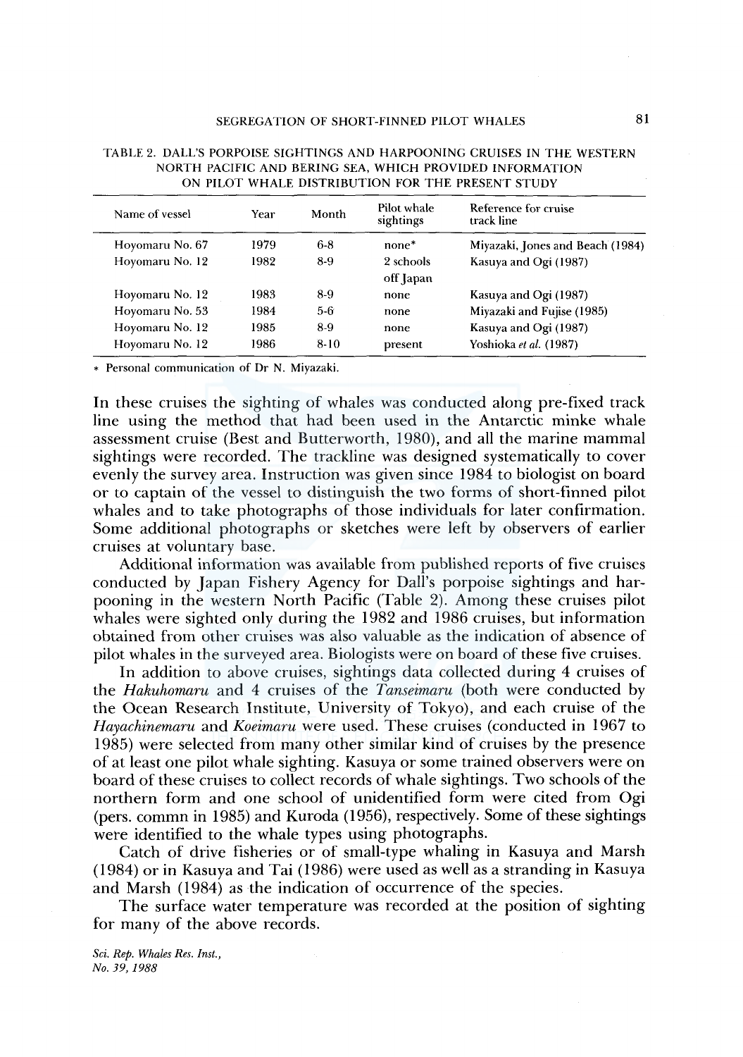TABLE 2. DALL'S PORPOISE SIGHTINGS AND HARPOONING CRUISES IN THE WESTERN NORTH PACIFIC AND BERING SEA, WHICH PROVIDED INFORMATION ON PILOT WHALE DISTRIBUTION FOR THE PRESENT STUDY

| Name of vessel | Year | Month | Pilot whale sightings | Reference for cruise track line |
|---|---|---|---|---|
| Hoyomaru No. 67 | 1979 | 6-8 | none* | Miyazaki, Jones and Beach (1984) |
| Hoyomaru No. 12 | 1982 | 8-9 | 2 schools off Japan | Kasuya and Ogi (1987) |
| Hoyomaru No. 12 | 1983 | 8-9 | none | Kasuya and Ogi (1987) |
| Hoyomaru No. 53 | 1984 | 5-6 | none | Miyazaki and Fujise (1985) |
| Hoyomaru No. 12 | 1985 | 8-9 | none | Kasuya and Ogi (1987) |
| Hoyomaru No. 12 | 1986 | 8-10 | present | Yoshioka *et al.* (1987) |

\* Personal communication of Dr N. Miyazaki.

In these cruises the sighting of whales was conducted along pre-fixed track line using the method that had been used in the Antarctic minke whale assessment cruise (Best and Butterworth, 1980), and all the marine mammal sightings were recorded. The trackline was designed systematically to cover evenly the survey area. Instruction was given since 1984 to biologist on board or to captain of the vessel to distinguish the two forms of short-finned pilot whales and to take photographs of those individuals for later confirmation. Some additional photographs or sketches were left by observers of earlier cruises at voluntary base.

Additional information was available from published reports of five cruises conducted by Japan Fishery Agency for Dall's porpoise sightings and harpooning in the western North Pacific (Table 2). Among these cruises pilot whales were sighted only during the 1982 and 1986 cruises, but information obtained from other cruises was also valuable as the indication of absence of pilot whales in the surveyed area. Biologists were on board of these five cruises.

In addition to above cruises, sightings data collected during 4 cruises of the *Hakuhomaru* and 4 cruises of the *Tanseimaru* (both were conducted by the Ocean Research Institute, University of Tokyo), and each cruise of the *Hayachinemaru* and *Koeimaru* were used. These cruises (conducted in 1967 to 1985) were selected from many other similar kind of cruises by the presence of at least one pilot whale sighting. Kasuya or some trained observers were on board of these cruises to collect records of whale sightings. Two schools of the northern form and one school of unidentified form were cited from Ogi (pers. commn in 1985) and Kuroda (1956), respectively. Some of these sightings were identified to the whale types using photographs.

Catch of drive fisheries or of small-type whaling in Kasuya and Marsh (1984) or in Kasuya and Tai (1986) were used as well as a stranding in Kasuya and Marsh (1984) as the indication of occurrence of the species.

The surface water temperature was recorded at the position of sighting for many of the above records.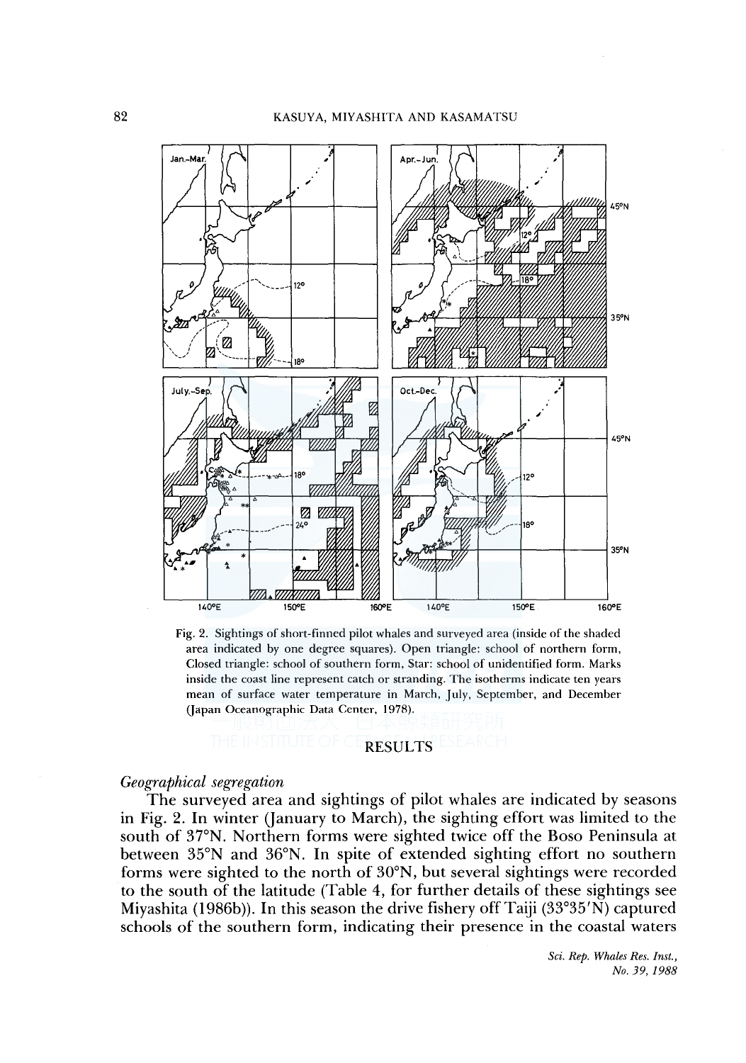Fig. 2. Sightings of short-finned pilot whales and surveyed area (inside of the shaded area indicated by one degree squares). Open triangle: school of northern form, Closed triangle: school of southern form, Star: school of unidentified form. Marks inside the coast line represent catch or stranding. The isotherms indicate ten years mean of surface water temperature in March, July, September, and December (Japan Oceanographic Data Center, 1978).

## RESULTS

### *Geographical segregation*

The surveyed area and sightings of pilot whales are indicated by seasons in Fig. 2. In winter (January to March), the sighting effort was limited to the south of 37°N. Northern forms were sighted twice off the Boso Peninsula at between 35°N and 36°N. In spite of extended sighting effort no southern forms were sighted to the north of 30°N, but several sightings were recorded to the south of the latitude (Table 4, for further details of these sightings see Miyashita (1986b)). In this season the drive fishery off Taiji (33°35′N) captured schools of the southern form, indicating their presence in the coastal waters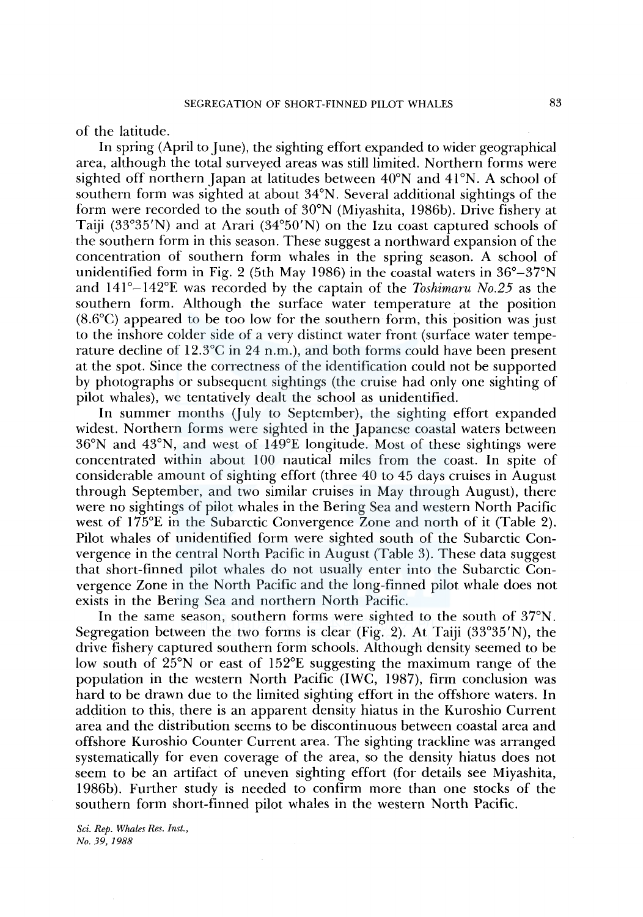of the latitude.

In spring (April to June), the sighting effort expanded to wider geographical area, although the total surveyed areas was still limited. Northern forms were sighted off northern Japan at latitudes between 40°N and 41°N. A school of southern form was sighted at about 34°N. Several additional sightings of the form were recorded to the south of 30°N (Miyashita, 1986b). Drive fishery at Taiji (33°35′N) and at Arari (34°50′N) on the Izu coast captured schools of the southern form in this season. These suggest a northward expansion of the concentration of southern form whales in the spring season. A school of unidentified form in Fig. 2 (5th May 1986) in the coastal waters in 36°–37°N and 141°–142°E was recorded by the captain of the *Toshimaru No.25* as the southern form. Although the surface water temperature at the position (8.6°C) appeared to be too low for the southern form, this position was just to the inshore colder side of a very distinct water front (surface water temperature decline of 12.3°C in 24 n.m.), and both forms could have been present at the spot. Since the correctness of the identification could not be supported by photographs or subsequent sightings (the cruise had only one sighting of pilot whales), we tentatively dealt the school as unidentified.

In summer months (July to September), the sighting effort expanded widest. Northern forms were sighted in the Japanese coastal waters between 36°N and 43°N, and west of 149°E longitude. Most of these sightings were concentrated within about 100 nautical miles from the coast. In spite of considerable amount of sighting effort (three 40 to 45 days cruises in August through September, and two similar cruises in May through August), there were no sightings of pilot whales in the Bering Sea and western North Pacific west of 175°E in the Subarctic Convergence Zone and north of it (Table 2). Pilot whales of unidentified form were sighted south of the Subarctic Convergence in the central North Pacific in August (Table 3). These data suggest that short-finned pilot whales do not usually enter into the Subarctic Convergence Zone in the North Pacific and the long-finned pilot whale does not exists in the Bering Sea and northern North Pacific.

In the same season, southern forms were sighted to the south of 37°N. Segregation between the two forms is clear (Fig. 2). At Taiji (33°35′N), the drive fishery captured southern form schools. Although density seemed to be low south of 25°N or east of 152°E suggesting the maximum range of the population in the western North Pacific (IWC, 1987), firm conclusion was hard to be drawn due to the limited sighting effort in the offshore waters. In addition to this, there is an apparent density hiatus in the Kuroshio Current area and the distribution seems to be discontinuous between coastal area and offshore Kuroshio Counter Current area. The sighting trackline was arranged systematically for even coverage of the area, so the density hiatus does not seem to be an artifact of uneven sighting effort (for details see Miyashita, 1986b). Further study is needed to confirm more than one stocks of the southern form short-finned pilot whales in the western North Pacific.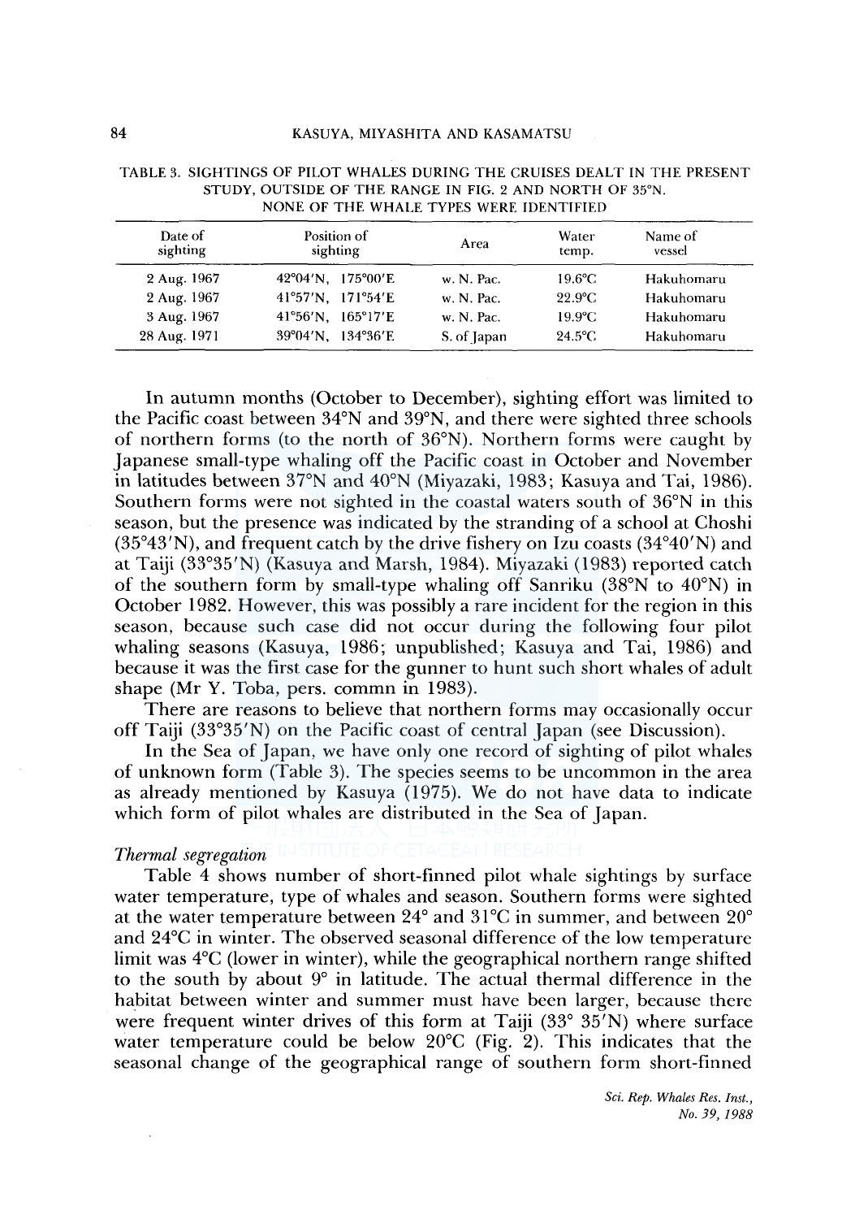TABLE 3. SIGHTINGS OF PILOT WHALES DURING THE CRUISES DEALT IN THE PRESENT STUDY, OUTSIDE OF THE RANGE IN FIG. 2 AND NORTH OF 35°N. NONE OF THE WHALE TYPES WERE IDENTIFIED

| Date of sighting | Position of sighting | Area | Water temp. | Name of vessel |
|---|---|---|---|---|
| 2 Aug. 1967 | 42°04'N, 175°00'E | w. N. Pac. | 19.6°C | Hakuhomaru |
| 2 Aug. 1967 | 41°57'N, 171°54'E | w. N. Pac. | 22.9°C | Hakuhomaru |
| 3 Aug. 1967 | 41°56'N, 165°17'E | w. N. Pac. | 19.9°C | Hakuhomaru |
| 28 Aug. 1971 | 39°04'N, 134°36'E | S. of Japan | 24.5°C | Hakuhomaru |

In autumn months (October to December), sighting effort was limited to the Pacific coast between 34°N and 39°N, and there were sighted three schools of northern forms (to the north of 36°N). Northern forms were caught by Japanese small-type whaling off the Pacific coast in October and November in latitudes between 37°N and 40°N (Miyazaki, 1983; Kasuya and Tai, 1986). Southern forms were not sighted in the coastal waters south of 36°N in this season, but the presence was indicated by the stranding of a school at Choshi (35°43'N), and frequent catch by the drive fishery on Izu coasts (34°40'N) and at Taiji (33°35'N) (Kasuya and Marsh, 1984). Miyazaki (1983) reported catch of the southern form by small-type whaling off Sanriku (38°N to 40°N) in October 1982. However, this was possibly a rare incident for the region in this season, because such case did not occur during the following four pilot whaling seasons (Kasuya, 1986; unpublished; Kasuya and Tai, 1986) and because it was the first case for the gunner to hunt such short whales of adult shape (Mr Y. Toba, pers. commn in 1983).

There are reasons to believe that northern forms may occasionally occur off Taiji (33°35'N) on the Pacific coast of central Japan (see Discussion).

In the Sea of Japan, we have only one record of sighting of pilot whales of unknown form (Table 3). The species seems to be uncommon in the area as already mentioned by Kasuya (1975). We do not have data to indicate which form of pilot whales are distributed in the Sea of Japan.

*Thermal segregation*

Table 4 shows number of short-finned pilot whale sightings by surface water temperature, type of whales and season. Southern forms were sighted at the water temperature between 24° and 31°C in summer, and between 20° and 24°C in winter. The observed seasonal difference of the low temperature limit was 4°C (lower in winter), while the geographical northern range shifted to the south by about 9° in latitude. The actual thermal difference in the habitat between winter and summer must have been larger, because there were frequent winter drives of this form at Taiji (33° 35'N) where surface water temperature could be below 20°C (Fig. 2). This indicates that the seasonal change of the geographical range of southern form short-finned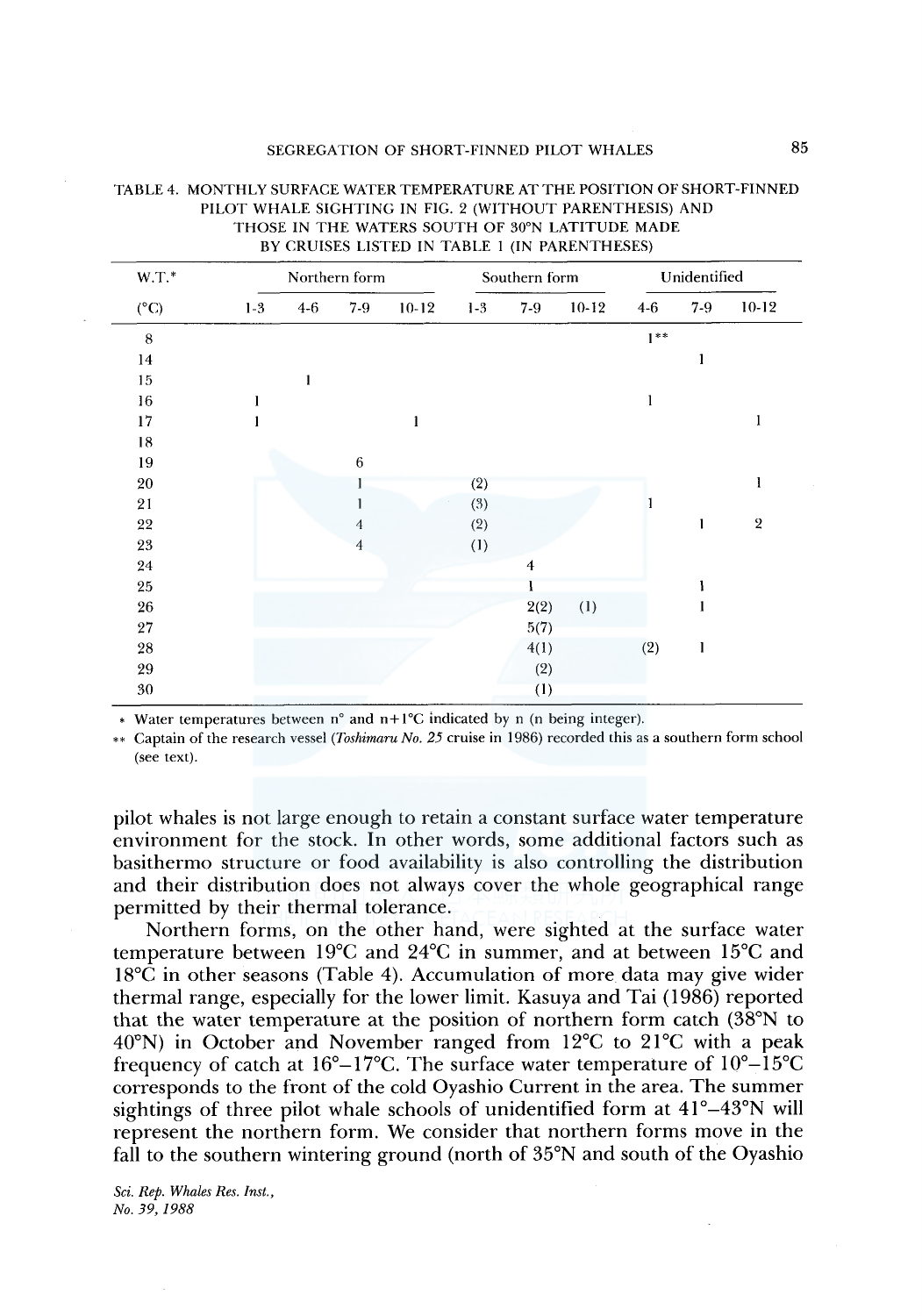TABLE 4. MONTHLY SURFACE WATER TEMPERATURE AT THE POSITION OF SHORT-FINNED PILOT WHALE SIGHTING IN FIG. 2 (WITHOUT PARENTHESIS) AND THOSE IN THE WATERS SOUTH OF 30°N LATITUDE MADE BY CRUISES LISTED IN TABLE 1 (IN PARENTHESES)

| W.T.* | Northern form | | | | Southern form | | | Unidentified | | |
|---|---|---|---|---|---|---|---|---|---|---|
| (°C) | 1-3 | 4-6 | 7-9 | 10-12 | 1-3 | 7-9 | 10-12 | 4-6 | 7-9 | 10-12 |
| 8 | | | | | | | | 1** | | |
| 14 | | | | | | | | | 1 | |
| 15 | | 1 | | | | | | | | |
| 16 | 1 | | | | | | | 1 | | |
| 17 | 1 | | | 1 | | | | | | 1 |
| 18 | | | | | | | | | | |
| 19 | | | 6 | | | | | | | |
| 20 | | | 1 | | (2) | | | | | 1 |
| 21 | | | 1 | | (3) | | | 1 | | |
| 22 | | | 4 | | (2) | | | | 1 | 2 |
| 23 | | | 4 | | (1) | | | | | |
| 24 | | | | | | 4 | | | | |
| 25 | | | | | | 1 | | | 1 | |
| 26 | | | | | | 2(2) | (1) | | 1 | |
| 27 | | | | | | 5(7) | | | | |
| 28 | | | | | | 4(1) | | (2) | 1 | |
| 29 | | | | | | (2) | | | | |
| 30 | | | | | | (1) | | | | |

\* Water temperatures between n° and n+1°C indicated by n (n being integer).

\*\* Captain of the research vessel (*Toshimaru No. 25* cruise in 1986) recorded this as a southern form school (see text).

pilot whales is not large enough to retain a constant surface water temperature environment for the stock. In other words, some additional factors such as basithermo structure or food availability is also controlling the distribution and their distribution does not always cover the whole geographical range permitted by their thermal tolerance.

Northern forms, on the other hand, were sighted at the surface water temperature between 19°C and 24°C in summer, and at between 15°C and 18°C in other seasons (Table 4). Accumulation of more data may give wider thermal range, especially for the lower limit. Kasuya and Tai (1986) reported that the water temperature at the position of northern form catch (38°N to 40°N) in October and November ranged from 12°C to 21°C with a peak frequency of catch at 16°–17°C. The surface water temperature of 10°–15°C corresponds to the front of the cold Oyashio Current in the area. The summer sightings of three pilot whale schools of unidentified form at 41°–43°N will represent the northern form. We consider that northern forms move in the fall to the southern wintering ground (north of 35°N and south of the Oyashio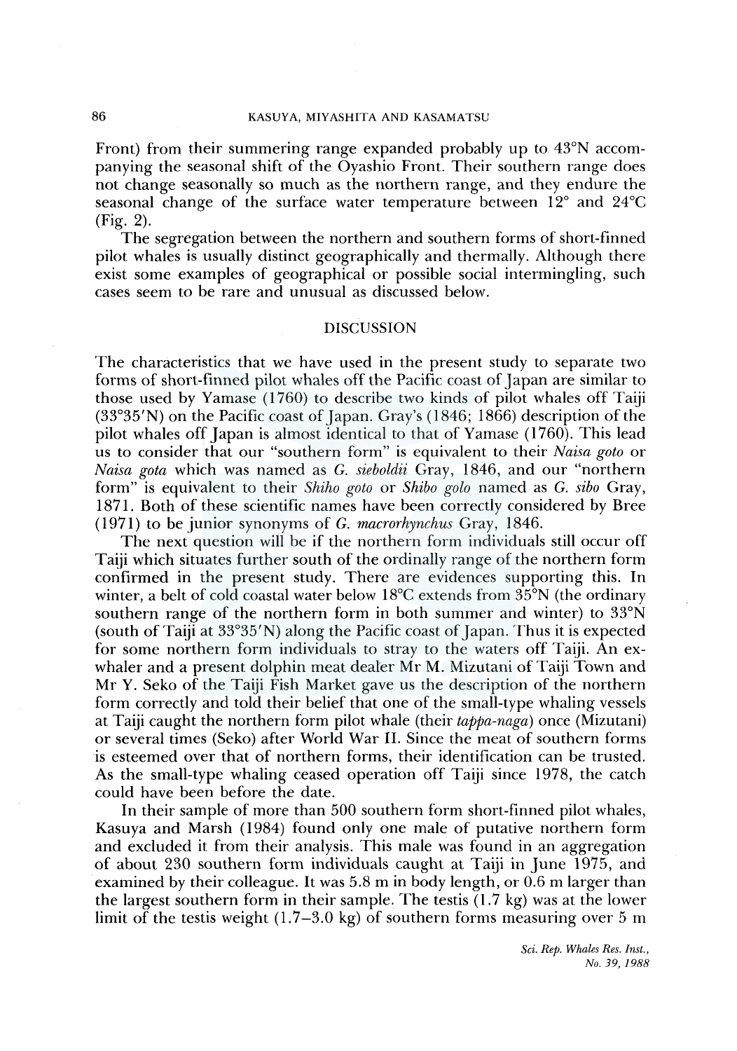Front) from their summering range expanded probably up to 43°N accompanying the seasonal shift of the Oyashio Front. Their southern range does not change seasonally so much as the northern range, and they endure the seasonal change of the surface water temperature between 12° and 24°C (Fig. 2).

The segregation between the northern and southern forms of short-finned pilot whales is usually distinct geographically and thermally. Although there exist some examples of geographical or possible social intermingling, such cases seem to be rare and unusual as discussed below.

## DISCUSSION

The characteristics that we have used in the present study to separate two forms of short-finned pilot whales off the Pacific coast of Japan are similar to those used by Yamase (1760) to describe two kinds of pilot whales off Taiji (33°35'N) on the Pacific coast of Japan. Gray's (1846; 1866) description of the pilot whales off Japan is almost identical to that of Yamase (1760). This lead us to consider that our "southern form" is equivalent to their *Naisa goto* or *Naisa gota* which was named as *G. sieboldii* Gray, 1846, and our "northern form" is equivalent to their *Shiho goto* or *Shibo golo* named as *G. sibo* Gray, 1871. Both of these scientific names have been correctly considered by Bree (1971) to be junior synonyms of *G. macrorhynchus* Gray, 1846.

The next question will be if the northern form individuals still occur off Taiji which situates further south of the ordinally range of the northern form confirmed in the present study. There are evidences supporting this. In winter, a belt of cold coastal water below 18°C extends from 35°N (the ordinary southern range of the northern form in both summer and winter) to 33°N (south of Taiji at 33°35'N) along the Pacific coast of Japan. Thus it is expected for some northern form individuals to stray to the waters off Taiji. An ex-whaler and a present dolphin meat dealer Mr M. Mizutani of Taiji Town and Mr Y. Seko of the Taiji Fish Market gave us the description of the northern form correctly and told their belief that one of the small-type whaling vessels at Taiji caught the northern form pilot whale (their *tappa-naga*) once (Mizutani) or several times (Seko) after World War II. Since the meat of southern forms is esteemed over that of northern forms, their identification can be trusted. As the small-type whaling ceased operation off Taiji since 1978, the catch could have been before the date.

In their sample of more than 500 southern form short-finned pilot whales, Kasuya and Marsh (1984) found only one male of putative northern form and excluded it from their analysis. This male was found in an aggregation of about 230 southern form individuals caught at Taiji in June 1975, and examined by their colleague. It was 5.8 m in body length, or 0.6 m larger than the largest southern form in their sample. The testis (1.7 kg) was at the lower limit of the testis weight (1.7–3.0 kg) of southern forms measuring over 5 m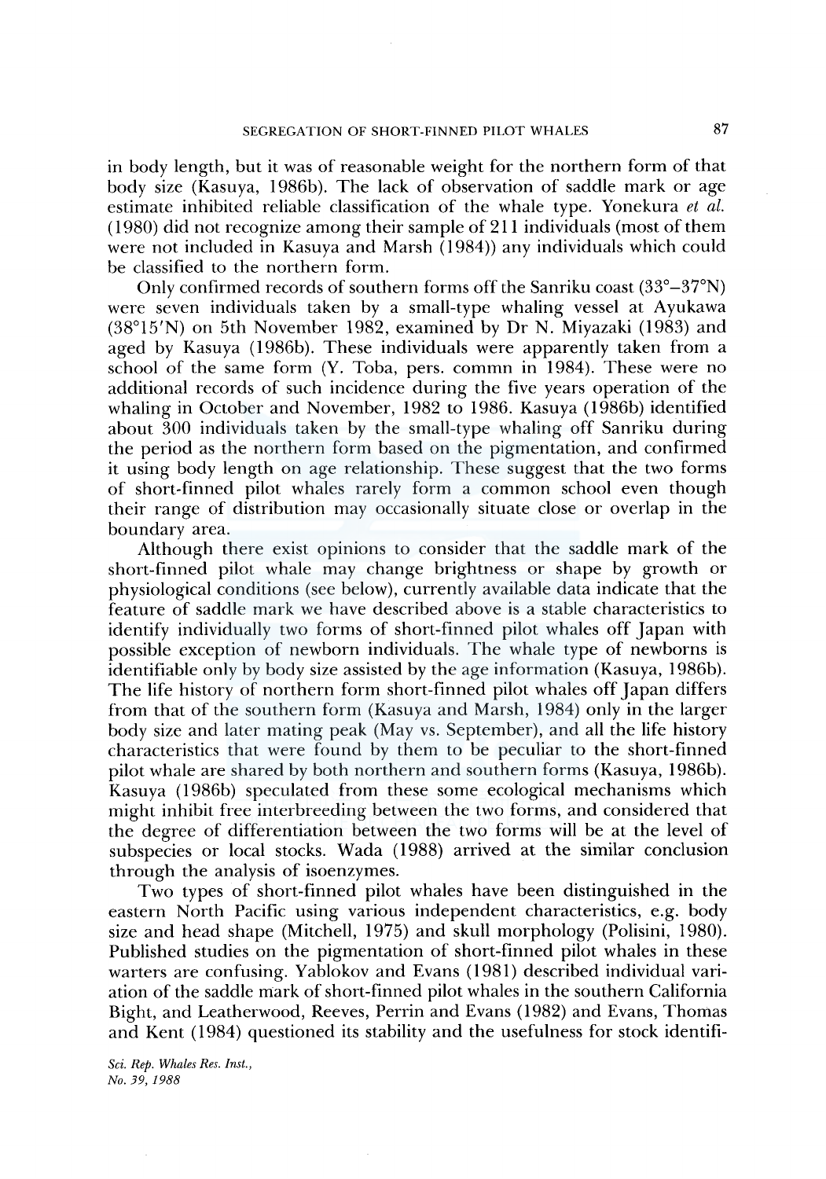in body length, but it was of reasonable weight for the northern form of that body size (Kasuya, 1986b). The lack of observation of saddle mark or age estimate inhibited reliable classification of the whale type. Yonekura *et al.* (1980) did not recognize among their sample of 211 individuals (most of them were not included in Kasuya and Marsh (1984)) any individuals which could be classified to the northern form.

Only confirmed records of southern forms off the Sanriku coast (33°–37°N) were seven individuals taken by a small-type whaling vessel at Ayukawa (38°15′N) on 5th November 1982, examined by Dr N. Miyazaki (1983) and aged by Kasuya (1986b). These individuals were apparently taken from a school of the same form (Y. Toba, pers. commn in 1984). These were no additional records of such incidence during the five years operation of the whaling in October and November, 1982 to 1986. Kasuya (1986b) identified about 300 individuals taken by the small-type whaling off Sanriku during the period as the northern form based on the pigmentation, and confirmed it using body length on age relationship. These suggest that the two forms of short-finned pilot whales rarely form a common school even though their range of distribution may occasionally situate close or overlap in the boundary area.

Although there exist opinions to consider that the saddle mark of the short-finned pilot whale may change brightness or shape by growth or physiological conditions (see below), currently available data indicate that the feature of saddle mark we have described above is a stable characteristics to identify individually two forms of short-finned pilot whales off Japan with possible exception of newborn individuals. The whale type of newborns is identifiable only by body size assisted by the age information (Kasuya, 1986b). The life history of northern form short-finned pilot whales off Japan differs from that of the southern form (Kasuya and Marsh, 1984) only in the larger body size and later mating peak (May vs. September), and all the life history characteristics that were found by them to be peculiar to the short-finned pilot whale are shared by both northern and southern forms (Kasuya, 1986b). Kasuya (1986b) speculated from these some ecological mechanisms which might inhibit free interbreeding between the two forms, and considered that the degree of differentiation between the two forms will be at the level of subspecies or local stocks. Wada (1988) arrived at the similar conclusion through the analysis of isoenzymes.

Two types of short-finned pilot whales have been distinguished in the eastern North Pacific using various independent characteristics, e.g. body size and head shape (Mitchell, 1975) and skull morphology (Polisini, 1980). Published studies on the pigmentation of short-finned pilot whales in these warters are confusing. Yablokov and Evans (1981) described individual variation of the saddle mark of short-finned pilot whales in the southern California Bight, and Leatherwood, Reeves, Perrin and Evans (1982) and Evans, Thomas and Kent (1984) questioned its stability and the usefulness for stock identifi-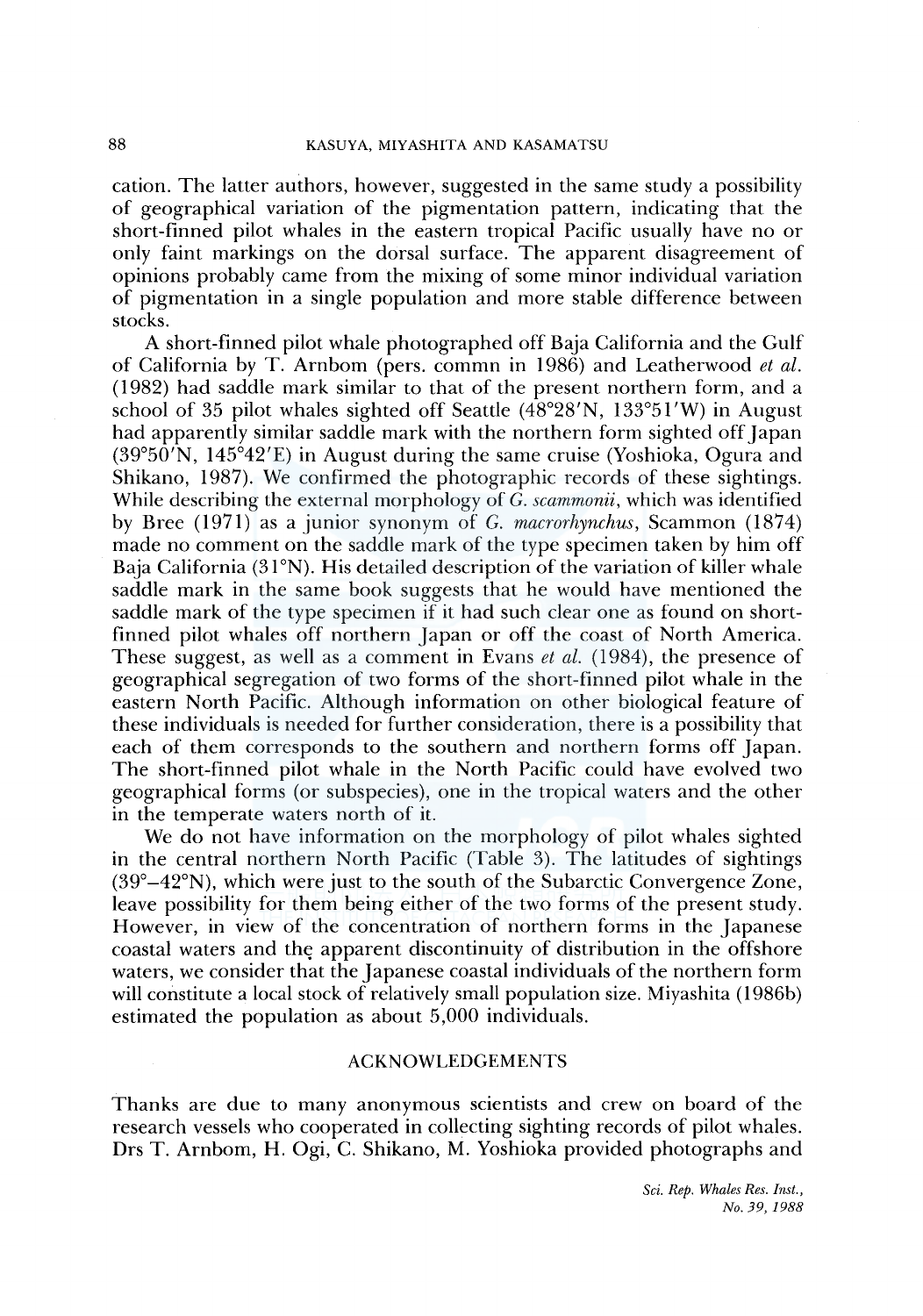cation. The latter authors, however, suggested in the same study a possibility of geographical variation of the pigmentation pattern, indicating that the short-finned pilot whales in the eastern tropical Pacific usually have no or only faint markings on the dorsal surface. The apparent disagreement of opinions probably came from the mixing of some minor individual variation of pigmentation in a single population and more stable difference between stocks.

A short-finned pilot whale photographed off Baja California and the Gulf of California by T. Arnbom (pers. commn in 1986) and Leatherwood *et al.* (1982) had saddle mark similar to that of the present northern form, and a school of 35 pilot whales sighted off Seattle (48°28′N, 133°51′W) in August had apparently similar saddle mark with the northern form sighted off Japan (39°50′N, 145°42′E) in August during the same cruise (Yoshioka, Ogura and Shikano, 1987). We confirmed the photographic records of these sightings. While describing the external morphology of *G. scammonii*, which was identified by Bree (1971) as a junior synonym of *G. macrorhynchus*, Scammon (1874) made no comment on the saddle mark of the type specimen taken by him off Baja California (31°N). His detailed description of the variation of killer whale saddle mark in the same book suggests that he would have mentioned the saddle mark of the type specimen if it had such clear one as found on short-finned pilot whales off northern Japan or off the coast of North America. These suggest, as well as a comment in Evans *et al.* (1984), the presence of geographical segregation of two forms of the short-finned pilot whale in the eastern North Pacific. Although information on other biological feature of these individuals is needed for further consideration, there is a possibility that each of them corresponds to the southern and northern forms off Japan. The short-finned pilot whale in the North Pacific could have evolved two geographical forms (or subspecies), one in the tropical waters and the other in the temperate waters north of it.

We do not have information on the morphology of pilot whales sighted in the central northern North Pacific (Table 3). The latitudes of sightings (39°–42°N), which were just to the south of the Subarctic Convergence Zone, leave possibility for them being either of the two forms of the present study. However, in view of the concentration of northern forms in the Japanese coastal waters and the apparent discontinuity of distribution in the offshore waters, we consider that the Japanese coastal individuals of the northern form will constitute a local stock of relatively small population size. Miyashita (1986b) estimated the population as about 5,000 individuals.

## ACKNOWLEDGEMENTS

Thanks are due to many anonymous scientists and crew on board of the research vessels who cooperated in collecting sighting records of pilot whales. Drs T. Arnbom, H. Ogi, C. Shikano, M. Yoshioka provided photographs and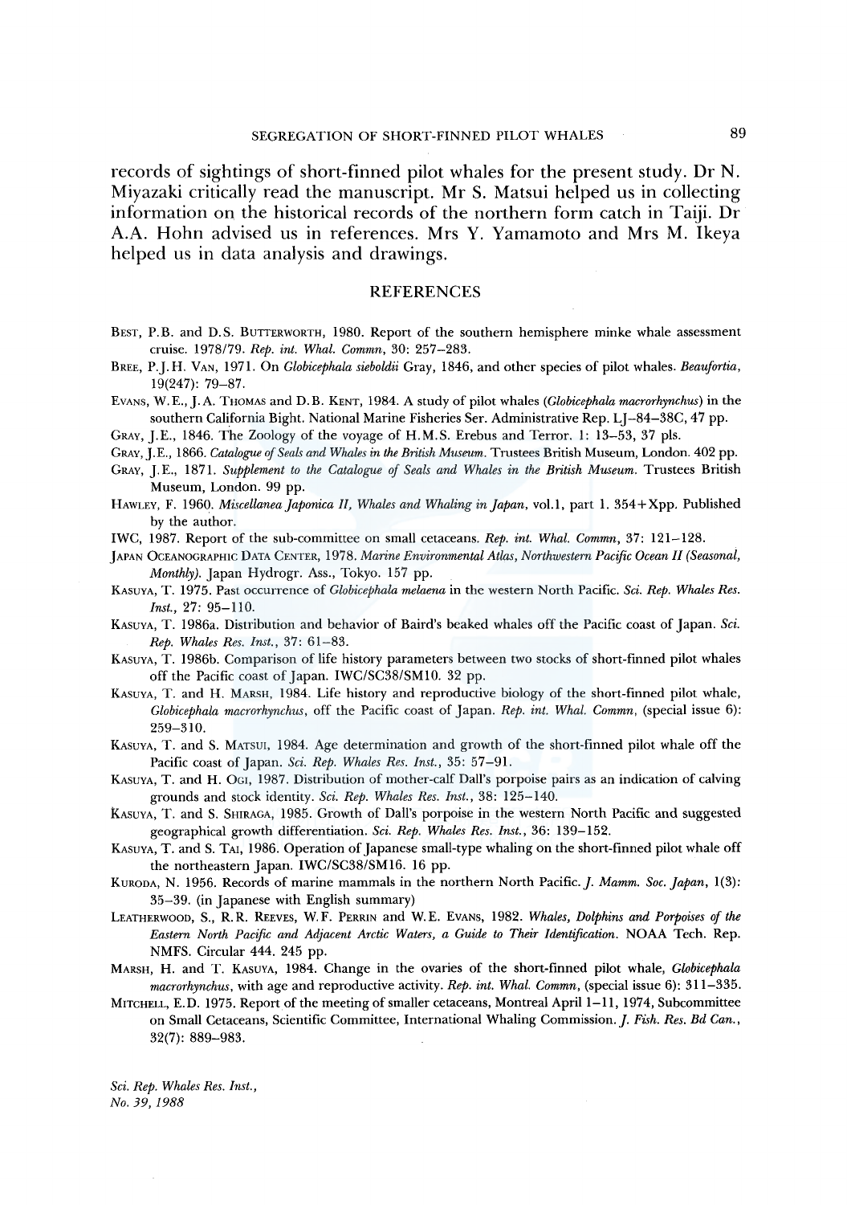records of sightings of short-finned pilot whales for the present study. Dr N. Miyazaki critically read the manuscript. Mr S. Matsui helped us in collecting information on the historical records of the northern form catch in Taiji. Dr A.A. Hohn advised us in references. Mrs Y. Yamamoto and Mrs M. Ikeya helped us in data analysis and drawings.

## REFERENCES

Best, P.B. and D.S. Butterworth, 1980. Report of the southern hemisphere minke whale assessment cruise. 1978/79. *Rep. int. Whal. Commn*, 30: 257–283.

Bree, P.J.H. Van, 1971. On *Globicephala sieboldii* Gray, 1846, and other species of pilot whales. *Beaufortia*, 19(247): 79–87.

Evans, W.E., J.A. Thomas and D.B. Kent, 1984. A study of pilot whales (*Globicephala macrorhynchus*) in the southern California Bight. National Marine Fisheries Ser. Administrative Rep. LJ–84–38C, 47 pp.

Gray, J.E., 1846. The Zoology of the voyage of H.M.S. Erebus and Terror. 1: 13–53, 37 pls.

Gray, J.E., 1866. *Catalogue of Seals and Whales in the British Museum*. Trustees British Museum, London. 402 pp.

Gray, J.E., 1871. *Supplement to the Catalogue of Seals and Whales in the British Museum*. Trustees British Museum, London. 99 pp.

Hawley, F. 1960. *Miscellanea Japonica II, Whales and Whaling in Japan*, vol.1, part 1. 354+Xpp. Published by the author.

IWC, 1987. Report of the sub-committee on small cetaceans. *Rep. int. Whal. Commn*, 37: 121–128.

Japan Oceanographic Data Center, 1978. *Marine Environmental Atlas, Northwestern Pacific Ocean II (Seasonal, Monthly)*. Japan Hydrogr. Ass., Tokyo. 157 pp.

Kasuya, T. 1975. Past occurrence of *Globicephala melaena* in the western North Pacific. *Sci. Rep. Whales Res. Inst.*, 27: 95–110.

Kasuya, T. 1986a. Distribution and behavior of Baird's beaked whales off the Pacific coast of Japan. *Sci. Rep. Whales Res. Inst.*, 37: 61–83.

Kasuya, T. 1986b. Comparison of life history parameters between two stocks of short-finned pilot whales off the Pacific coast of Japan. IWC/SC38/SM10. 32 pp.

Kasuya, T. and H. Marsh, 1984. Life history and reproductive biology of the short-finned pilot whale, *Globicephala macrorhynchus*, off the Pacific coast of Japan. *Rep. int. Whal. Commn*, (special issue 6): 259–310.

Kasuya, T. and S. Matsui, 1984. Age determination and growth of the short-finned pilot whale off the Pacific coast of Japan. *Sci. Rep. Whales Res. Inst.*, 35: 57–91.

Kasuya, T. and H. Ogi, 1987. Distribution of mother-calf Dall's porpoise pairs as an indication of calving grounds and stock identity. *Sci. Rep. Whales Res. Inst.*, 38: 125–140.

Kasuya, T. and S. Shiraga, 1985. Growth of Dall's porpoise in the western North Pacific and suggested geographical growth differentiation. *Sci. Rep. Whales Res. Inst.*, 36: 139–152.

Kasuya, T. and S. Tai, 1986. Operation of Japanese small-type whaling on the short-finned pilot whale off the northeastern Japan. IWC/SC38/SM16. 16 pp.

Kuroda, N. 1956. Records of marine mammals in the northern North Pacific. *J. Mamm. Soc. Japan*, 1(3): 35–39. (in Japanese with English summary)

Leatherwood, S., R.R. Reeves, W.F. Perrin and W.E. Evans, 1982. *Whales, Dolphins and Porpoises of the Eastern North Pacific and Adjacent Arctic Waters, a Guide to Their Identification*. NOAA Tech. Rep. NMFS. Circular 444. 245 pp.

Marsh, H. and T. Kasuya, 1984. Change in the ovaries of the short-finned pilot whale, *Globicephala macrorhynchus*, with age and reproductive activity. *Rep. int. Whal. Commn*, (special issue 6): 311–335.

Mitchell, E.D. 1975. Report of the meeting of smaller cetaceans, Montreal April 1–11, 1974, Subcommittee on Small Cetaceans, Scientific Committee, International Whaling Commission. *J. Fish. Res. Bd Can.*, 32(7): 889–983.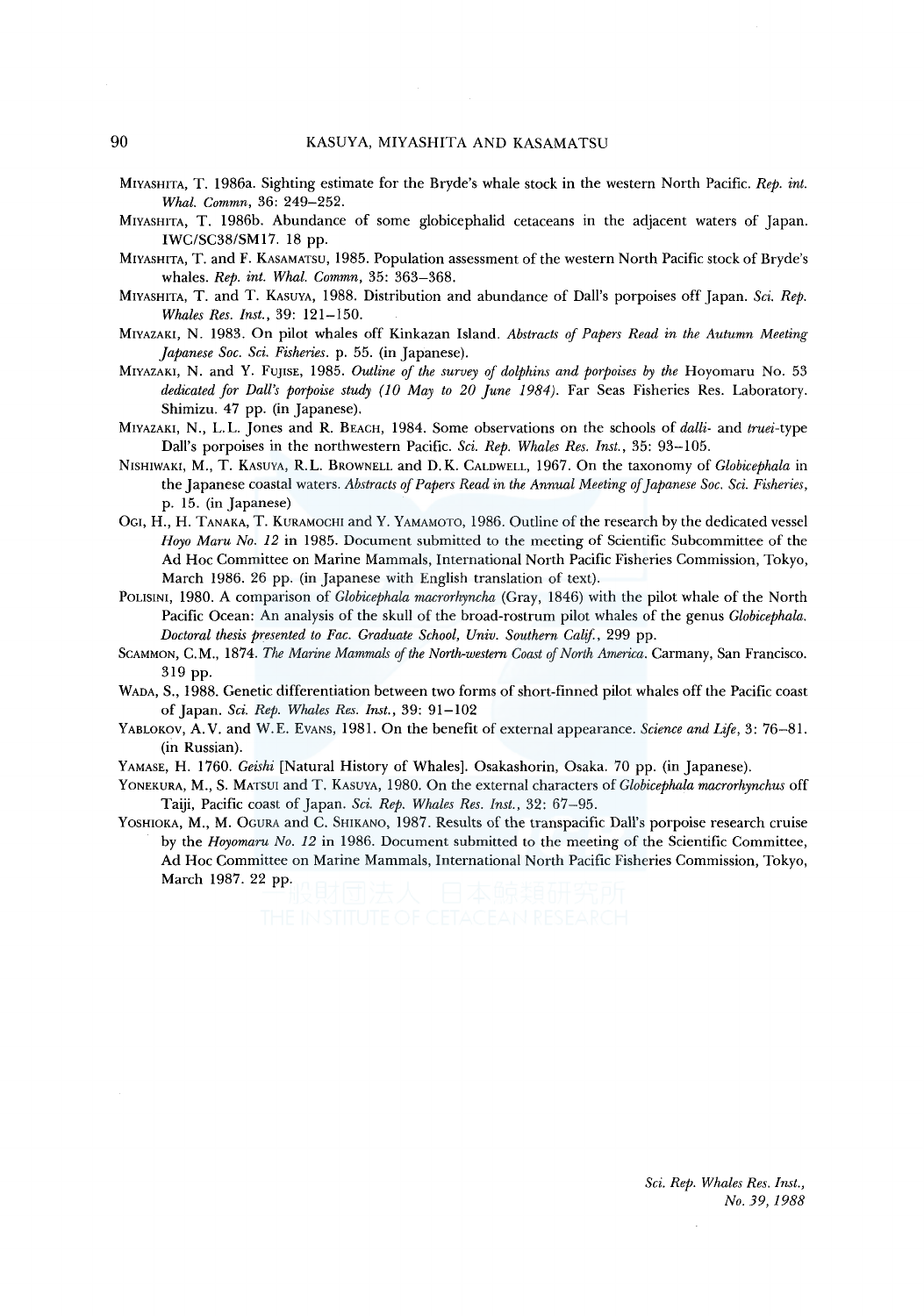Miyashita, T. 1986a. Sighting estimate for the Bryde's whale stock in the western North Pacific. *Rep. int. Whal. Commn*, 36: 249–252.

Miyashita, T. 1986b. Abundance of some globicephalid cetaceans in the adjacent waters of Japan. IWC/SC38/SM17. 18 pp.

Miyashita, T. and F. Kasamatsu, 1985. Population assessment of the western North Pacific stock of Bryde's whales. *Rep. int. Whal. Commn*, 35: 363–368.

Miyashita, T. and T. Kasuya, 1988. Distribution and abundance of Dall's porpoises off Japan. *Sci. Rep. Whales Res. Inst.*, 39: 121–150.

Miyazaki, N. 1983. On pilot whales off Kinkazan Island. *Abstracts of Papers Read in the Autumn Meeting Japanese Soc. Sci. Fisheries*. p. 55. (in Japanese).

Miyazaki, N. and Y. Fujise, 1985. *Outline of the survey of dolphins and porpoises by the* Hoyomaru No. 53 *dedicated for Dall's porpoise study (10 May to 20 June 1984)*. Far Seas Fisheries Res. Laboratory. Shimizu. 47 pp. (in Japanese).

Miyazaki, N., L.L. Jones and R. Beach, 1984. Some observations on the schools of *dalli*- and *truei*-type Dall's porpoises in the northwestern Pacific. *Sci. Rep. Whales Res. Inst.*, 35: 93–105.

Nishiwaki, M., T. Kasuya, R.L. Brownell and D.K. Caldwell, 1967. On the taxonomy of *Globicephala* in the Japanese coastal waters. *Abstracts of Papers Read in the Annual Meeting of Japanese Soc. Sci. Fisheries*, p. 15. (in Japanese)

Ogi, H., H. Tanaka, T. Kuramochi and Y. Yamamoto, 1986. Outline of the research by the dedicated vessel *Hoyo Maru No. 12* in 1985. Document submitted to the meeting of Scientific Subcommittee of the Ad Hoc Committee on Marine Mammals, International North Pacific Fisheries Commission, Tokyo, March 1986. 26 pp. (in Japanese with English translation of text).

Polisini, 1980. A comparison of *Globicephala macrorhyncha* (Gray, 1846) with the pilot whale of the North Pacific Ocean: An analysis of the skull of the broad-rostrum pilot whales of the genus *Globicephala*. *Doctoral thesis presented to Fac. Graduate School, Univ. Southern Calif.*, 299 pp.

Scammon, C.M., 1874. *The Marine Mammals of the North-western Coast of North America*. Carmany, San Francisco. 319 pp.

Wada, S., 1988. Genetic differentiation between two forms of short-finned pilot whales off the Pacific coast of Japan. *Sci. Rep. Whales Res. Inst.*, 39: 91–102

Yablokov, A.V. and W.E. Evans, 1981. On the benefit of external appearance. *Science and Life*, 3: 76–81. (in Russian).

Yamase, H. 1760. *Geishi* [Natural History of Whales]. Osakashorin, Osaka. 70 pp. (in Japanese).

Yonekura, M., S. Matsui and T. Kasuya, 1980. On the external characters of *Globicephala macrorhynchus* off Taiji, Pacific coast of Japan. *Sci. Rep. Whales Res. Inst.*, 32: 67–95.

Yoshioka, M., M. Ogura and C. Shikano, 1987. Results of the transpacific Dall's porpoise research cruise by the *Hoyomaru No. 12* in 1986. Document submitted to the meeting of the Scientific Committee, Ad Hoc Committee on Marine Mammals, International North Pacific Fisheries Commission, Tokyo, March 1987. 22 pp.